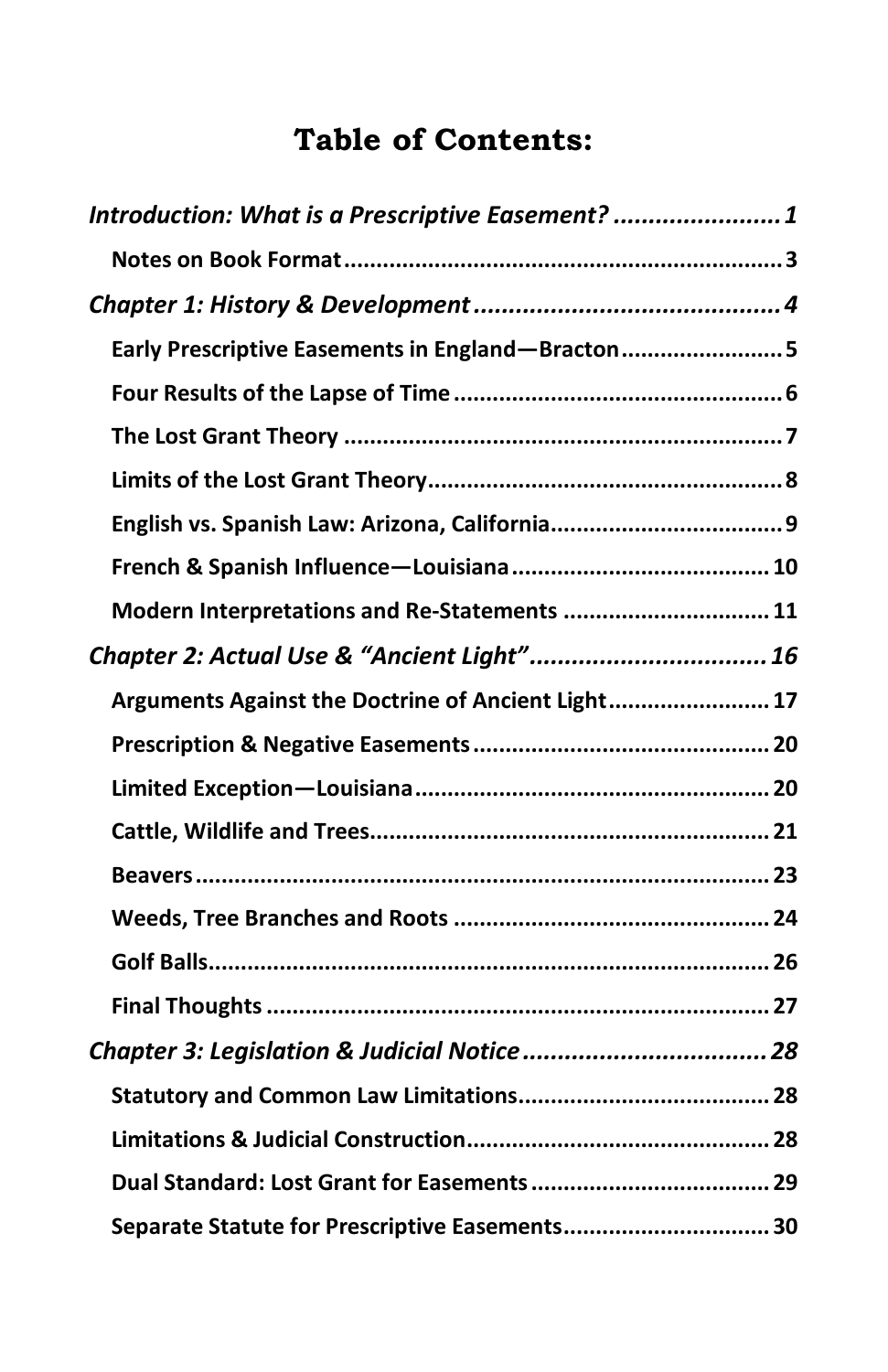# Table of Contents:

***Introduction: What is a Prescriptive Easement?*** ........................ ***1***

**Notes on Book Format** .................................................................. **3**

***Chapter 1: History & Development*** ............................................ ***4***

**Early Prescriptive Easements in England—Bracton** ........................ **5**

**Four Results of the Lapse of Time** .................................................. **6**

**The Lost Grant Theory** ................................................................... **7**

**Limits of the Lost Grant Theory** ..................................................... **8**

**English vs. Spanish Law: Arizona, California** .................................. **9**

**French & Spanish Influence—Louisiana** ....................................... **10**

**Modern Interpretations and Re-Statements** ................................ **11**

***Chapter 2: Actual Use & "Ancient Light"*** .................................. ***16***

**Arguments Against the Doctrine of Ancient Light** ........................ **17**

**Prescription & Negative Easements** ............................................. **20**

**Limited Exception—Louisiana** ....................................................... **20**

**Cattle, Wildlife and Trees** ............................................................. **21**

**Beavers** ......................................................................................... **23**

**Weeds, Tree Branches and Roots** ................................................. **24**

**Golf Balls** ....................................................................................... **26**

**Final Thoughts** ............................................................................. **27**

***Chapter 3: Legislation & Judicial Notice*** ................................... ***28***

**Statutory and Common Law Limitations** ....................................... **28**

**Limitations & Judicial Construction** .............................................. **28**

**Dual Standard: Lost Grant for Easements** .................................... **29**

**Separate Statute for Prescriptive Easements** ............................... **30**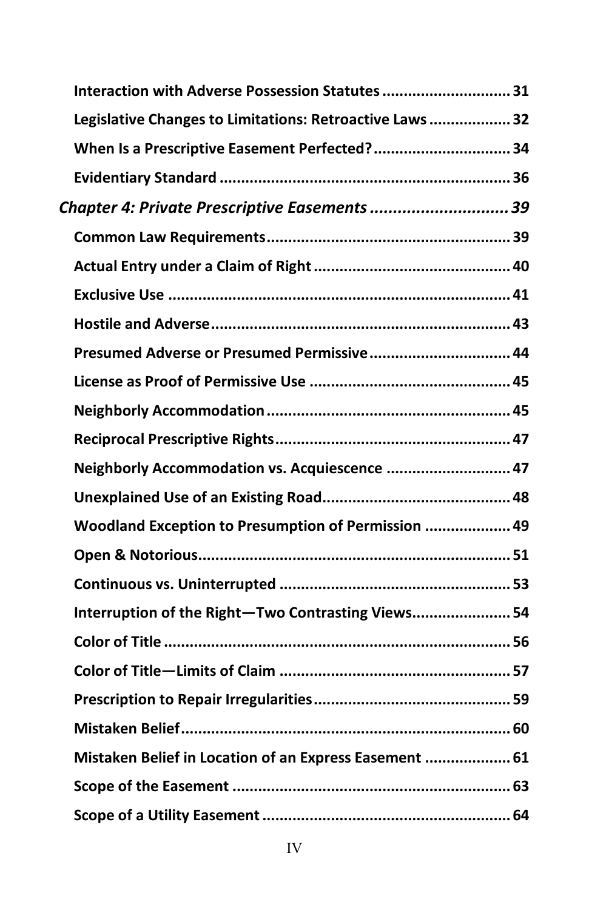**Interaction with Adverse Possession Statutes** .......... 31

**Legislative Changes to Limitations: Retroactive Laws** .......... 32

**When Is a Prescriptive Easement Perfected?** .......... 34

**Evidentiary Standard** .......... 36

***Chapter 4: Private Prescriptive Easements*** .......... ***39***

**Common Law Requirements** .......... 39

**Actual Entry under a Claim of Right** .......... 40

**Exclusive Use** .......... 41

**Hostile and Adverse** .......... 43

**Presumed Adverse or Presumed Permissive** .......... 44

**License as Proof of Permissive Use** .......... 45

**Neighborly Accommodation** .......... 45

**Reciprocal Prescriptive Rights** .......... 47

**Neighborly Accommodation vs. Acquiescence** .......... 47

**Unexplained Use of an Existing Road** .......... 48

**Woodland Exception to Presumption of Permission** .......... 49

**Open & Notorious** .......... 51

**Continuous vs. Uninterrupted** .......... 53

**Interruption of the Right—Two Contrasting Views** .......... 54

**Color of Title** .......... 56

**Color of Title—Limits of Claim** .......... 57

**Prescription to Repair Irregularities** .......... 59

**Mistaken Belief** .......... 60

**Mistaken Belief in Location of an Express Easement** .......... 61

**Scope of the Easement** .......... 63

**Scope of a Utility Easement** .......... 64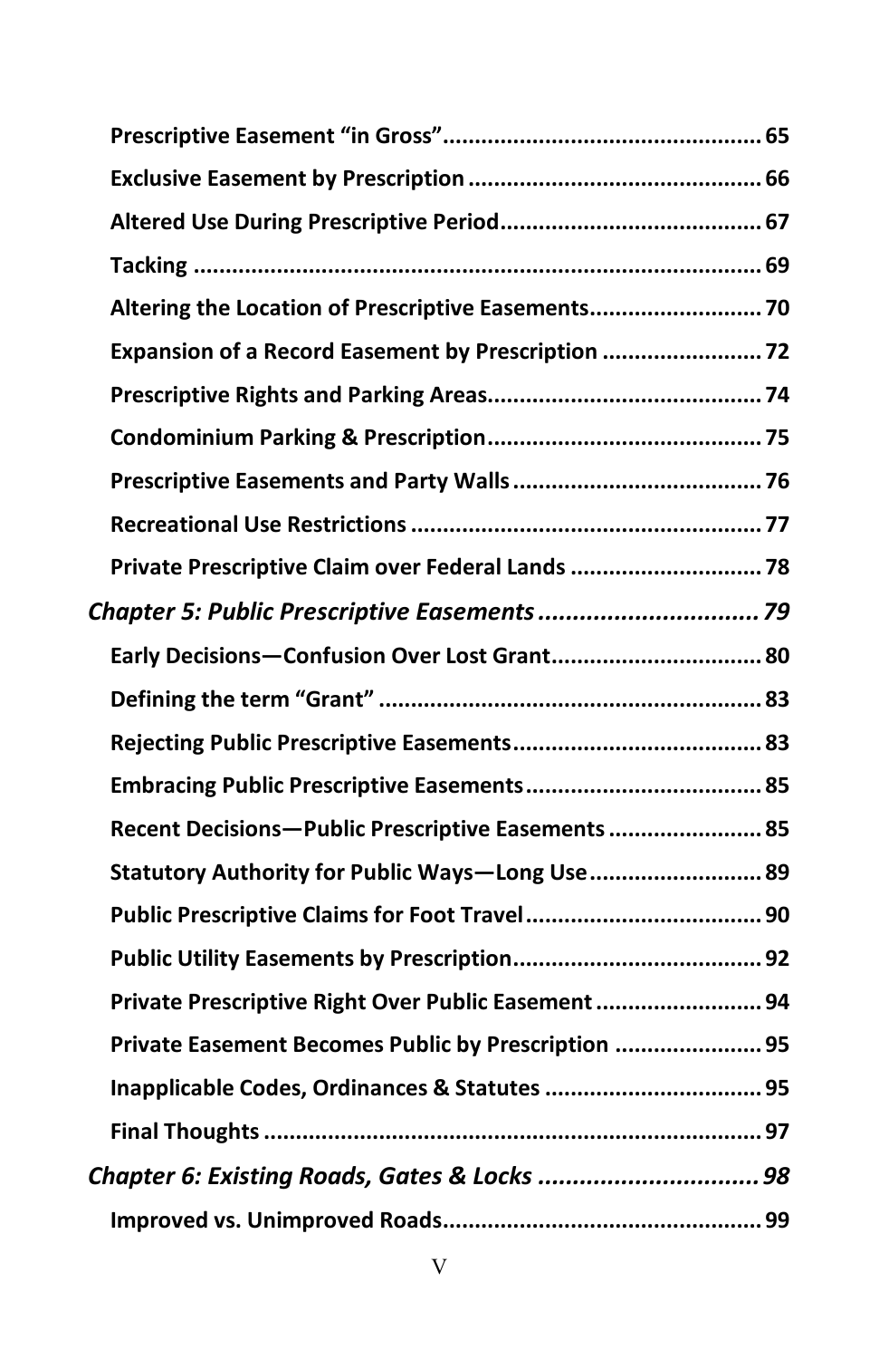**Prescriptive Easement "in Gross" .................................................. 65**

**Exclusive Easement by Prescription .............................................. 66**

**Altered Use During Prescriptive Period.......................................... 67**

**Tacking ......................................................................................... 69**

**Altering the Location of Prescriptive Easements........................... 70**

**Expansion of a Record Easement by Prescription ......................... 72**

**Prescriptive Rights and Parking Areas............................................ 74**

**Condominium Parking & Prescription............................................ 75**

**Prescriptive Easements and Party Walls ........................................ 76**

**Recreational Use Restrictions ....................................................... 77**

**Private Prescriptive Claim over Federal Lands .............................. 78**

***Chapter 5: Public Prescriptive Easements ................................ 79***

**Early Decisions—Confusion Over Lost Grant................................. 80**

**Defining the term "Grant" ............................................................ 83**

**Rejecting Public Prescriptive Easements....................................... 83**

**Embracing Public Prescriptive Easements..................................... 85**

**Recent Decisions—Public Prescriptive Easements ........................ 85**

**Statutory Authority for Public Ways—Long Use........................... 89**

**Public Prescriptive Claims for Foot Travel ..................................... 90**

**Public Utility Easements by Prescription....................................... 92**

**Private Prescriptive Right Over Public Easement .......................... 94**

**Private Easement Becomes Public by Prescription ....................... 95**

**Inapplicable Codes, Ordinances & Statutes .................................. 95**

**Final Thoughts .............................................................................. 97**

***Chapter 6: Existing Roads, Gates & Locks ................................ 98***

**Improved vs. Unimproved Roads.................................................. 99**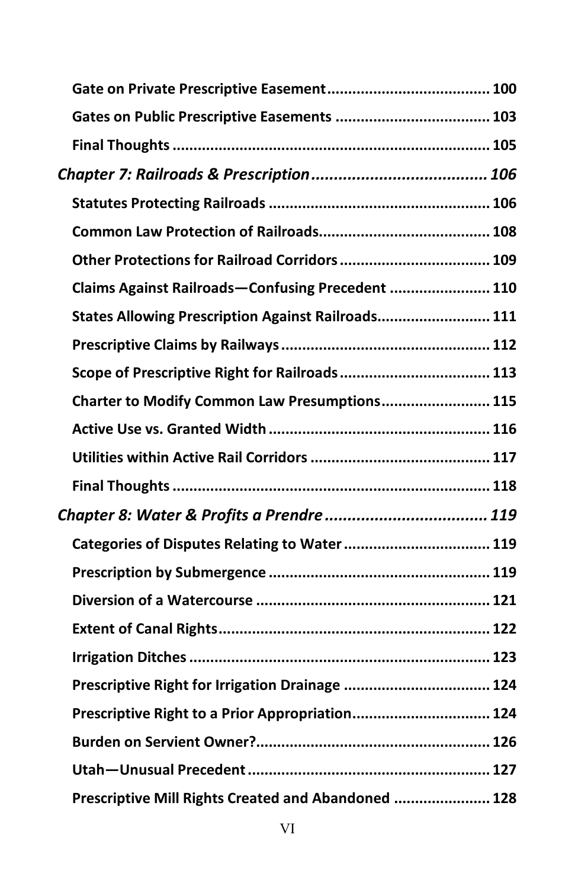**Gate on Private Prescriptive Easement** .......................................... 100

**Gates on Public Prescriptive Easements** ........................................ 103

**Final Thoughts** .............................................................................. 105

***Chapter 7: Railroads & Prescription*** ........................................ ***106***

**Statutes Protecting Railroads** ....................................................... 106

**Common Law Protection of Railroads** ........................................... 108

**Other Protections for Railroad Corridors** ...................................... 109

**Claims Against Railroads—Confusing Precedent** ........................... 110

**States Allowing Prescription Against Railroads** ............................. 111

**Prescriptive Claims by Railways** .................................................... 112

**Scope of Prescriptive Right for Railroads** ...................................... 113

**Charter to Modify Common Law Presumptions** ............................. 115

**Active Use vs. Granted Width** ....................................................... 116

**Utilities within Active Rail Corridors** ............................................. 117

**Final Thoughts** .............................................................................. 118

***Chapter 8: Water & Profits a Prendre*** ...................................... ***119***

**Categories of Disputes Relating to Water** ...................................... 119

**Prescription by Submergence** ....................................................... 119

**Diversion of a Watercourse** .......................................................... 121

**Extent of Canal Rights** ................................................................... 122

**Irrigation Ditches** ......................................................................... 123

**Prescriptive Right for Irrigation Drainage** ...................................... 124

**Prescriptive Right to a Prior Appropriation** ................................... 124

**Burden on Servient Owner?** .......................................................... 126

**Utah—Unusual Precedent** ............................................................ 127

**Prescriptive Mill Rights Created and Abandoned** ......................... 128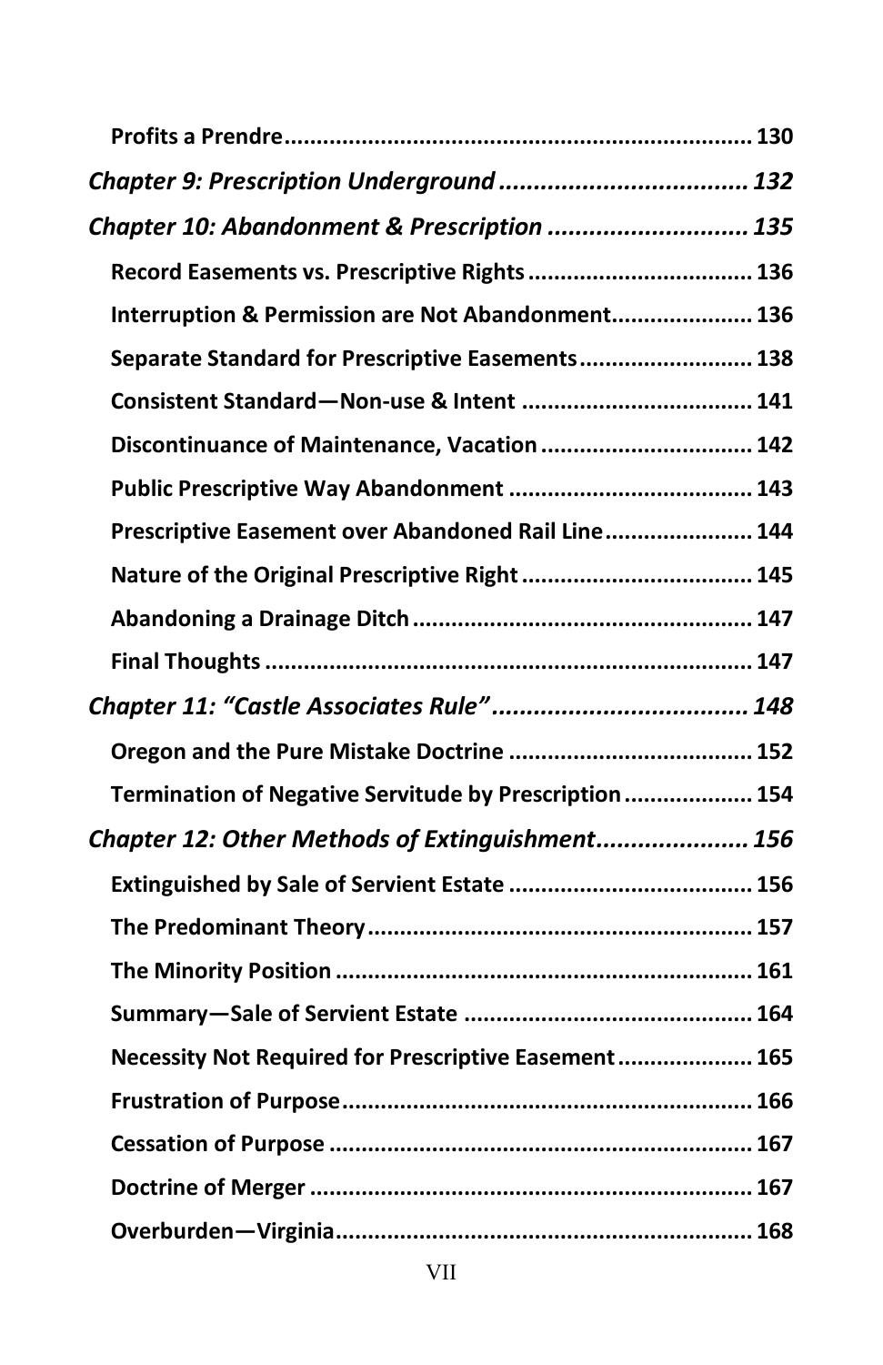**Profits a Prendre** ........................................................................ 130

***Chapter 9: Prescription Underground*** .................................... ***132***

***Chapter 10: Abandonment & Prescription*** ............................ ***135***

**Record Easements vs. Prescriptive Rights** .................................. 136

**Interruption & Permission are Not Abandonment** ..................... 136

**Separate Standard for Prescriptive Easements** .......................... 138

**Consistent Standard—Non-use & Intent** .................................... 141

**Discontinuance of Maintenance, Vacation** ................................ 142

**Public Prescriptive Way Abandonment** ...................................... 143

**Prescriptive Easement over Abandoned Rail Line** ....................... 144

**Nature of the Original Prescriptive Right** ................................... 145

**Abandoning a Drainage Ditch** ..................................................... 147

**Final Thoughts** ........................................................................... 147

***Chapter 11: "Castle Associates Rule"*** ..................................... ***148***

**Oregon and the Pure Mistake Doctrine** ...................................... 152

**Termination of Negative Servitude by Prescription** .................... 154

***Chapter 12: Other Methods of Extinguishment*** ...................... ***156***

**Extinguished by Sale of Servient Estate** ...................................... 156

**The Predominant Theory** ........................................................... 157

**The Minority Position** ................................................................ 161

**Summary—Sale of Servient Estate** ............................................. 164

**Necessity Not Required for Prescriptive Easement** ..................... 165

**Frustration of Purpose** ............................................................... 166

**Cessation of Purpose** ................................................................. 167

**Doctrine of Merger** .................................................................... 167

**Overburden—Virginia** ................................................................ 168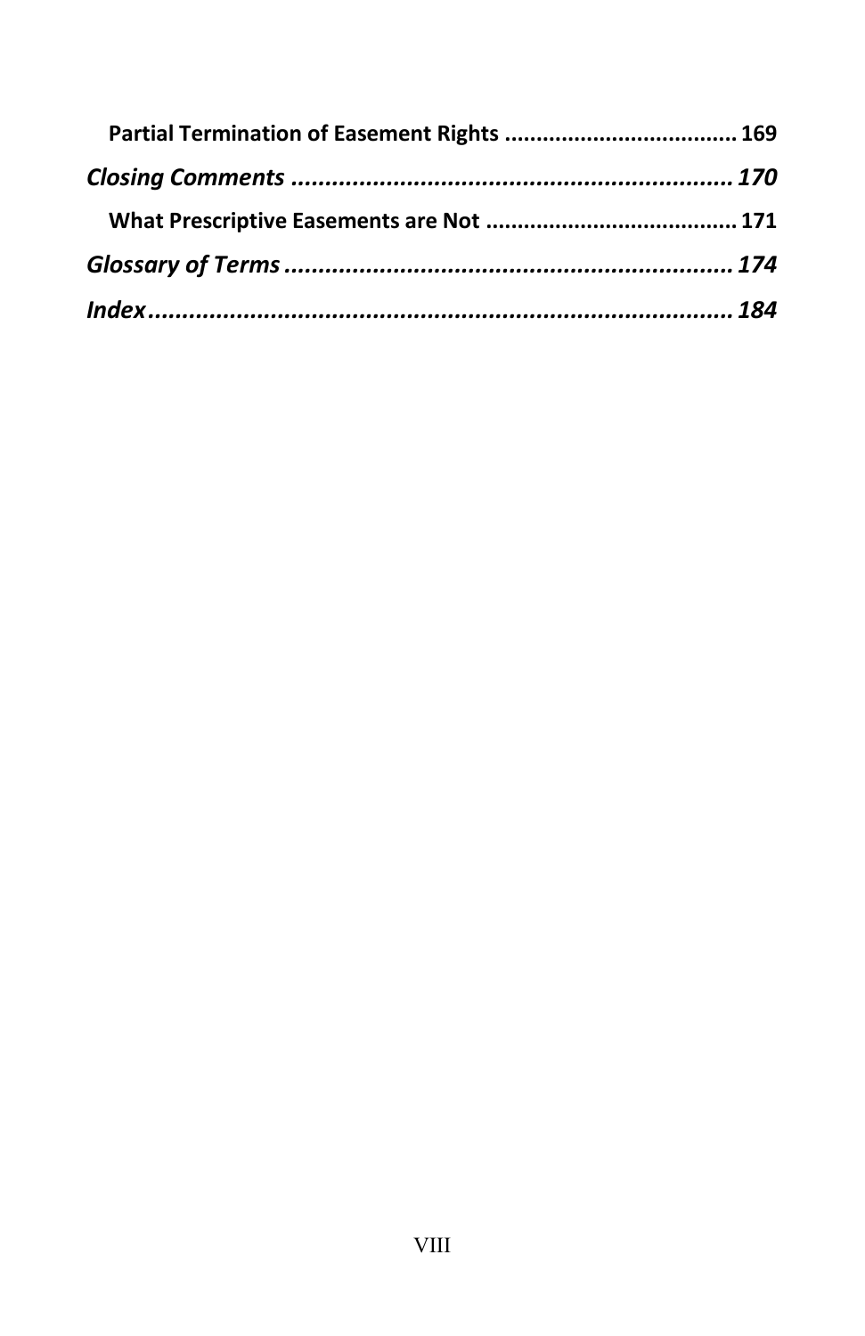**Partial Termination of Easement Rights** .................................... 169

***Closing Comments*** ................................................................. *170*

**What Prescriptive Easements are Not** ....................................... 171

***Glossary of Terms*** ................................................................. *174*

***Index*** ........................................................................................ *184*